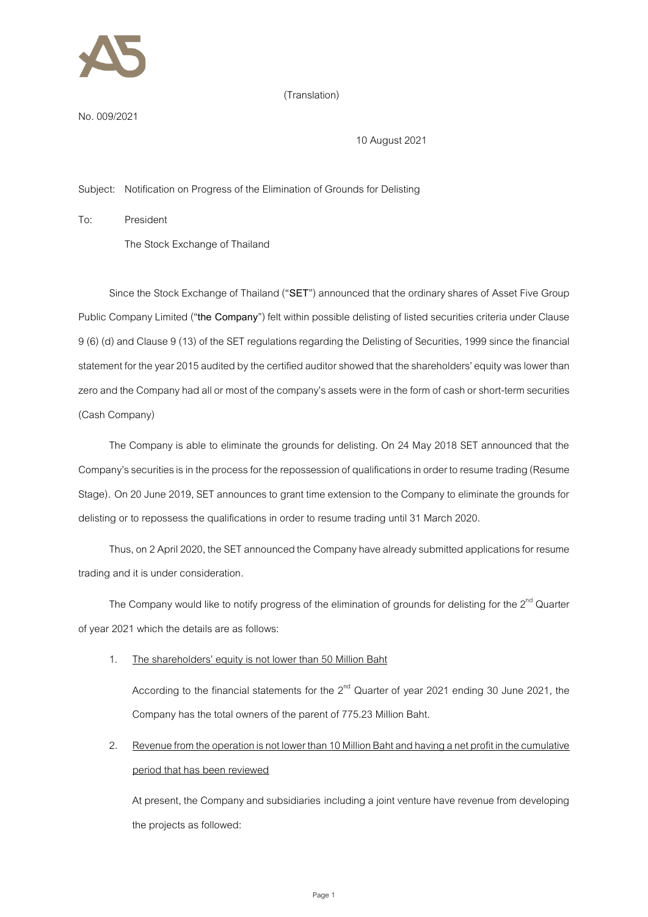(Translation)

No. 009/2021

10 August 2021

Subject: Notification on Progress of the Elimination of Grounds for Delisting

To: President

The Stock Exchange of Thailand

Since the Stock Exchange of Thailand ("**SET**") announced that the ordinary shares of Asset Five Group Public Company Limited ("**the Company**") felt within possible delisting of listed securities criteria under Clause 9 (6) (d) and Clause 9 (13) of the SET regulations regarding the Delisting of Securities, 1999 since the financial statement for the year 2015 audited by the certified auditor showed that the shareholders' equity was lower than zero and the Company had all or most of the company's assets were in the form of cash or short-term securities (Cash Company)

The Company is able to eliminate the grounds for delisting. On 24 May 2018 SET announced that the Company's securities is in the process for the repossession of qualifications in order to resume trading (Resume Stage). On 20 June 2019, SET announces to grant time extension to the Company to eliminate the grounds for delisting or to repossess the qualifications in order to resume trading until 31 March 2020.

Thus, on 2 April 2020, the SET announced the Company have already submitted applications for resume trading and it is under consideration.

The Company would like to notify progress of the elimination of grounds for delisting for the 2nd Quarter of year 2021 which the details are as follows:

1. <u>The shareholders' equity is not lower than 50 Million Baht</u>

   According to the financial statements for the 2nd Quarter of year 2021 ending 30 June 2021, the Company has the total owners of the parent of 775.23 Million Baht.

2. <u>Revenue from the operation is not lower than 10 Million Baht and having a net profit in the cumulative period that has been reviewed</u>

   At present, the Company and subsidiaries including a joint venture have revenue from developing the projects as followed: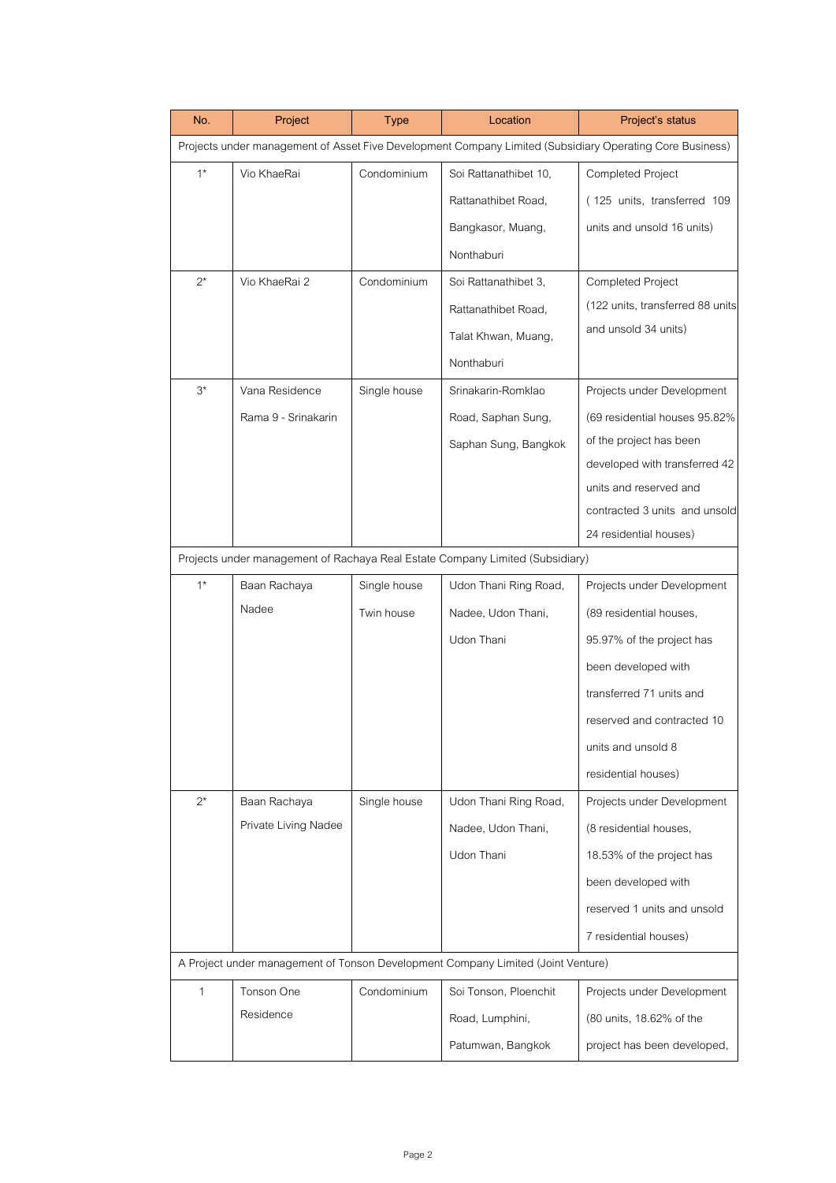| No. | Project | Type | Location | Project's status |
|---|---|---|---|---|
| Projects under management of Asset Five Development Company Limited (Subsidiary Operating Core Business) | | | | |
| 1* | Vio KhaeRai | Condominium | Soi Rattanathibet 10, Rattanathibet Road, Bangkasor, Muang, Nonthaburi | Completed Project ( 125 units, transferred 109 units and unsold 16 units) |
| 2* | Vio KhaeRai 2 | Condominium | Soi Rattanathibet 3, Rattanathibet Road, Talat Khwan, Muang, Nonthaburi | Completed Project (122 units, transferred 88 units and unsold 34 units) |
| 3* | Vana Residence Rama 9 - Srinakarin | Single house | Srinakarin-Romklao Road, Saphan Sung, Saphan Sung, Bangkok | Projects under Development (69 residential houses 95.82% of the project has been developed with transferred 42 units and reserved and contracted 3 units and unsold 24 residential houses) |
| Projects under management of Rachaya Real Estate Company Limited (Subsidiary) | | | | |
| 1* | Baan Rachaya Nadee | Single house Twin house | Udon Thani Ring Road, Nadee, Udon Thani, Udon Thani | Projects under Development (89 residential houses, 95.97% of the project has been developed with transferred 71 units and reserved and contracted 10 units and unsold 8 residential houses) |
| 2* | Baan Rachaya Private Living Nadee | Single house | Udon Thani Ring Road, Nadee, Udon Thani, Udon Thani | Projects under Development (8 residential houses, 18.53% of the project has been developed with reserved 1 units and unsold 7 residential houses) |
| A Project under management of Tonson Development Company Limited (Joint Venture) | | | | |
| 1 | Tonson One Residence | Condominium | Soi Tonson, Ploenchit Road, Lumphini, Patumwan, Bangkok | Projects under Development (80 units, 18.62% of the project has been developed, |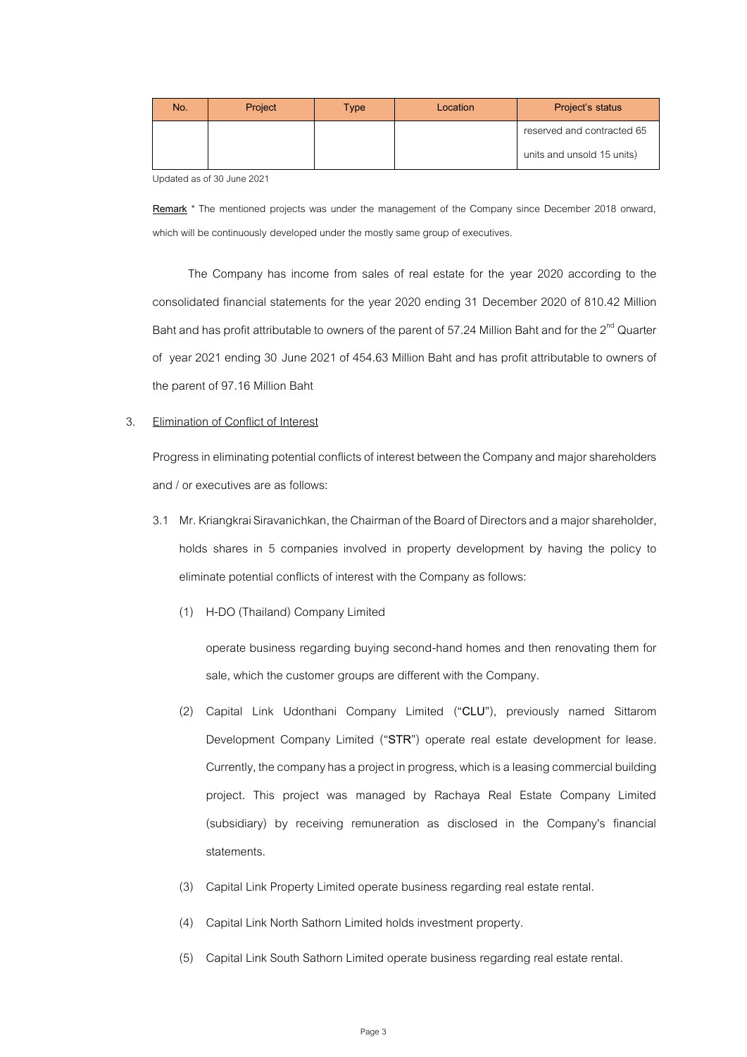| No. | Project | Type | Location | Project's status |
|---|---|---|---|---|
| | | | | reserved and contracted 65 units and unsold 15 units) |

Updated as of 30 June 2021

**Remark** * The mentioned projects was under the management of the Company since December 2018 onward, which will be continuously developed under the mostly same group of executives.

The Company has income from sales of real estate for the year 2020 according to the consolidated financial statements for the year 2020 ending 31 December 2020 of 810.42 Million Baht and has profit attributable to owners of the parent of 57.24 Million Baht and for the 2nd Quarter of year 2021 ending 30 June 2021 of 454.63 Million Baht and has profit attributable to owners of the parent of 97.16 Million Baht

3. Elimination of Conflict of Interest

Progress in eliminating potential conflicts of interest between the Company and major shareholders and / or executives are as follows:

3.1 Mr. Kriangkrai Siravanichkan, the Chairman of the Board of Directors and a major shareholder, holds shares in 5 companies involved in property development by having the policy to eliminate potential conflicts of interest with the Company as follows:

(1) H-DO (Thailand) Company Limited

operate business regarding buying second-hand homes and then renovating them for sale, which the customer groups are different with the Company.

(2) Capital Link Udonthani Company Limited ("**CLU**"), previously named Sittarom Development Company Limited ("**STR**") operate real estate development for lease. Currently, the company has a project in progress, which is a leasing commercial building project. This project was managed by Rachaya Real Estate Company Limited (subsidiary) by receiving remuneration as disclosed in the Company's financial statements.

(3) Capital Link Property Limited operate business regarding real estate rental.

(4) Capital Link North Sathorn Limited holds investment property.

(5) Capital Link South Sathorn Limited operate business regarding real estate rental.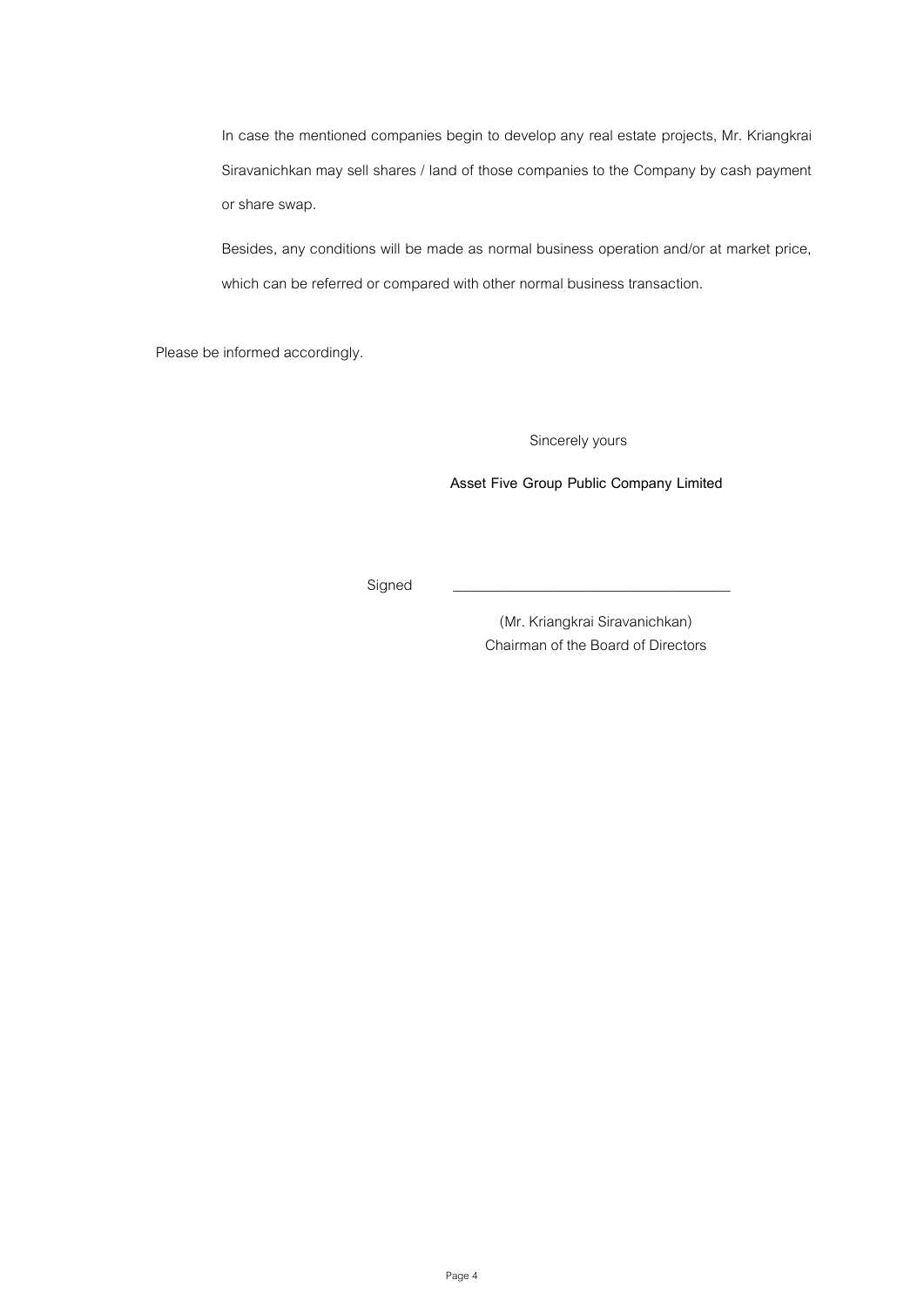In case the mentioned companies begin to develop any real estate projects, Mr. Kriangkrai Siravanichkan may sell shares / land of those companies to the Company by cash payment or share swap.

Besides, any conditions will be made as normal business operation and/or at market price, which can be referred or compared with other normal business transaction.

Please be informed accordingly.

Sincerely yours

**Asset Five Group Public Company Limited**

Signed \_\_\_\_\_\_\_\_\_\_\_\_\_\_\_\_\_\_\_\_\_\_\_\_\_\_\_\_\_\_\_\_\_\_\_\_

(Mr. Kriangkrai Siravanichkan)

Chairman of the Board of Directors